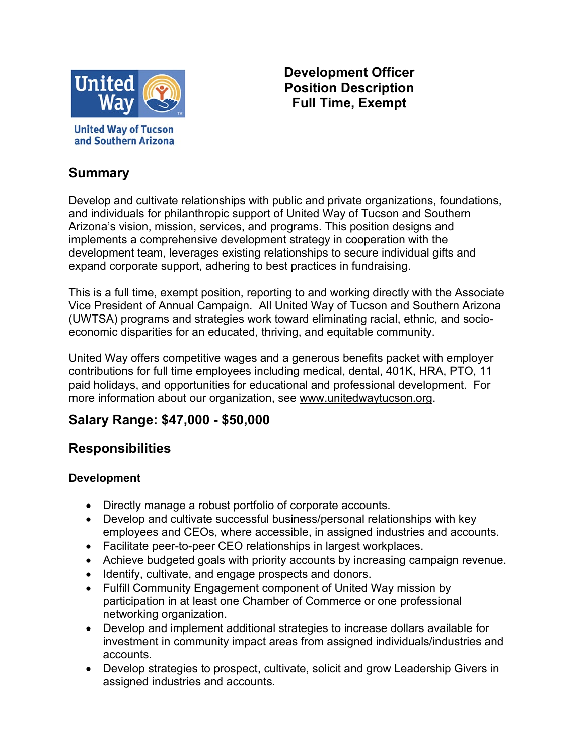United Way of Tucson and Southern Arizona

# Development Officer
# Position Description
# Full Time, Exempt

## Summary

Develop and cultivate relationships with public and private organizations, foundations, and individuals for philanthropic support of United Way of Tucson and Southern Arizona's vision, mission, services, and programs. This position designs and implements a comprehensive development strategy in cooperation with the development team, leverages existing relationships to secure individual gifts and expand corporate support, adhering to best practices in fundraising.

This is a full time, exempt position, reporting to and working directly with the Associate Vice President of Annual Campaign. All United Way of Tucson and Southern Arizona (UWTSA) programs and strategies work toward eliminating racial, ethnic, and socio-economic disparities for an educated, thriving, and equitable community.

United Way offers competitive wages and a generous benefits packet with employer contributions for full time employees including medical, dental, 401K, HRA, PTO, 11 paid holidays, and opportunities for educational and professional development. For more information about our organization, see www.unitedwaytucson.org.

## Salary Range: $47,000 - $50,000

## Responsibilities

### Development

- Directly manage a robust portfolio of corporate accounts.
- Develop and cultivate successful business/personal relationships with key employees and CEOs, where accessible, in assigned industries and accounts.
- Facilitate peer-to-peer CEO relationships in largest workplaces.
- Achieve budgeted goals with priority accounts by increasing campaign revenue.
- Identify, cultivate, and engage prospects and donors.
- Fulfill Community Engagement component of United Way mission by participation in at least one Chamber of Commerce or one professional networking organization.
- Develop and implement additional strategies to increase dollars available for investment in community impact areas from assigned individuals/industries and accounts.
- Develop strategies to prospect, cultivate, solicit and grow Leadership Givers in assigned industries and accounts.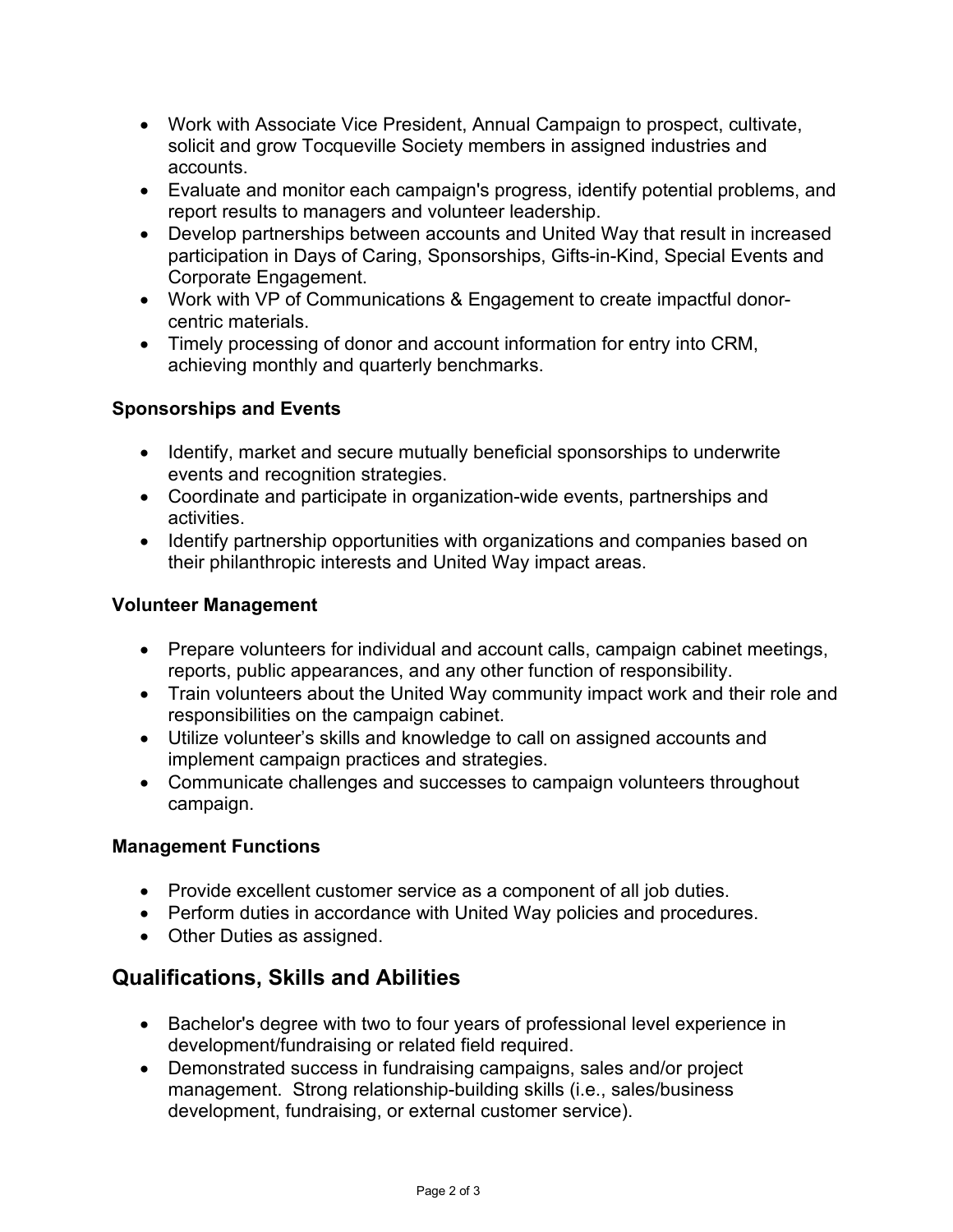- Work with Associate Vice President, Annual Campaign to prospect, cultivate, solicit and grow Tocqueville Society members in assigned industries and accounts.
- Evaluate and monitor each campaign's progress, identify potential problems, and report results to managers and volunteer leadership.
- Develop partnerships between accounts and United Way that result in increased participation in Days of Caring, Sponsorships, Gifts-in-Kind, Special Events and Corporate Engagement.
- Work with VP of Communications & Engagement to create impactful donor-centric materials.
- Timely processing of donor and account information for entry into CRM, achieving monthly and quarterly benchmarks.

**Sponsorships and Events**

- Identify, market and secure mutually beneficial sponsorships to underwrite events and recognition strategies.
- Coordinate and participate in organization-wide events, partnerships and activities.
- Identify partnership opportunities with organizations and companies based on their philanthropic interests and United Way impact areas.

**Volunteer Management**

- Prepare volunteers for individual and account calls, campaign cabinet meetings, reports, public appearances, and any other function of responsibility.
- Train volunteers about the United Way community impact work and their role and responsibilities on the campaign cabinet.
- Utilize volunteer's skills and knowledge to call on assigned accounts and implement campaign practices and strategies.
- Communicate challenges and successes to campaign volunteers throughout campaign.

**Management Functions**

- Provide excellent customer service as a component of all job duties.
- Perform duties in accordance with United Way policies and procedures.
- Other Duties as assigned.

## Qualifications, Skills and Abilities

- Bachelor's degree with two to four years of professional level experience in development/fundraising or related field required.
- Demonstrated success in fundraising campaigns, sales and/or project management. Strong relationship-building skills (i.e., sales/business development, fundraising, or external customer service).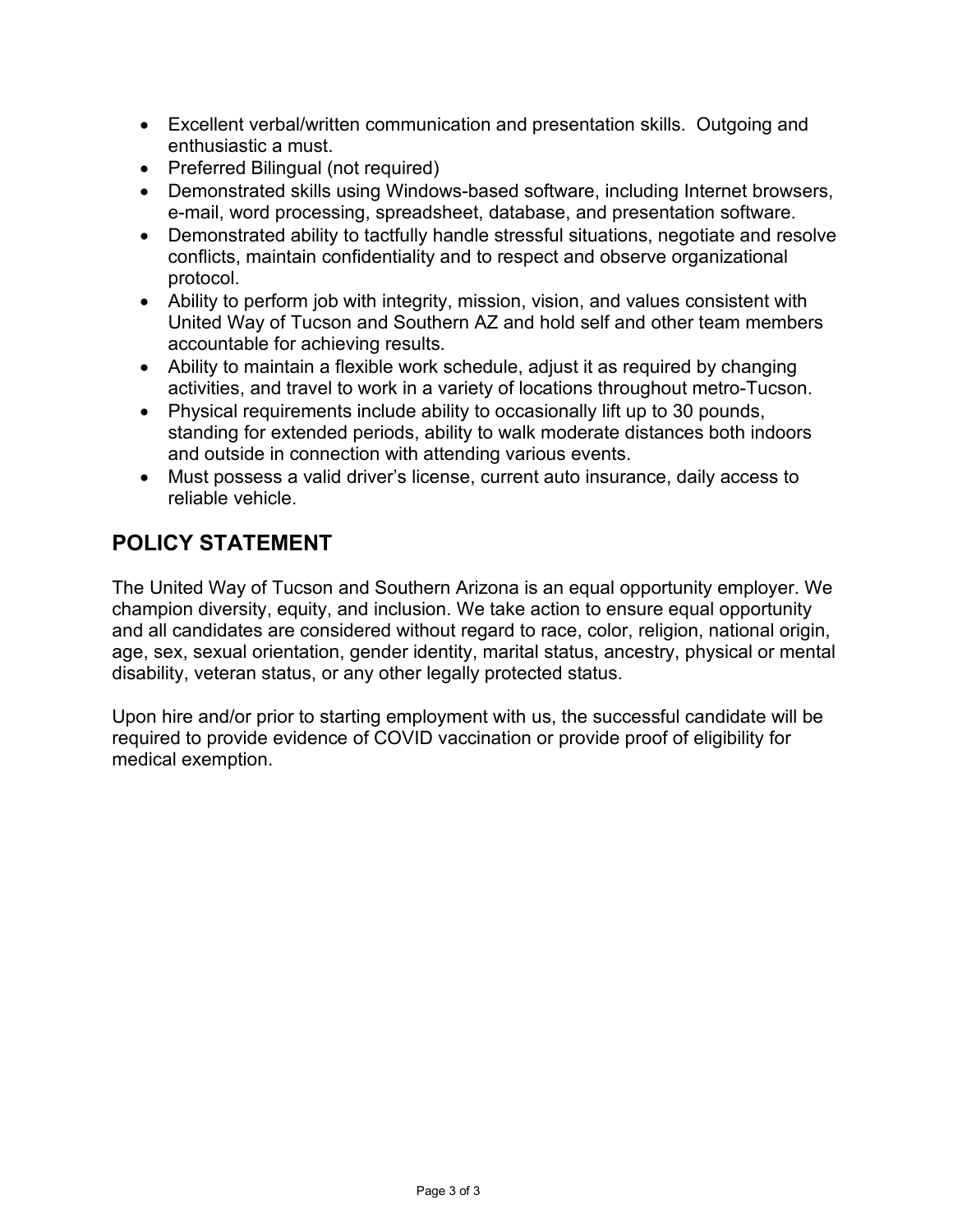- Excellent verbal/written communication and presentation skills. Outgoing and enthusiastic a must.
- Preferred Bilingual (not required)
- Demonstrated skills using Windows-based software, including Internet browsers, e-mail, word processing, spreadsheet, database, and presentation software.
- Demonstrated ability to tactfully handle stressful situations, negotiate and resolve conflicts, maintain confidentiality and to respect and observe organizational protocol.
- Ability to perform job with integrity, mission, vision, and values consistent with United Way of Tucson and Southern AZ and hold self and other team members accountable for achieving results.
- Ability to maintain a flexible work schedule, adjust it as required by changing activities, and travel to work in a variety of locations throughout metro-Tucson.
- Physical requirements include ability to occasionally lift up to 30 pounds, standing for extended periods, ability to walk moderate distances both indoors and outside in connection with attending various events.
- Must possess a valid driver's license, current auto insurance, daily access to reliable vehicle.

## POLICY STATEMENT

The United Way of Tucson and Southern Arizona is an equal opportunity employer. We champion diversity, equity, and inclusion. We take action to ensure equal opportunity and all candidates are considered without regard to race, color, religion, national origin, age, sex, sexual orientation, gender identity, marital status, ancestry, physical or mental disability, veteran status, or any other legally protected status.

Upon hire and/or prior to starting employment with us, the successful candidate will be required to provide evidence of COVID vaccination or provide proof of eligibility for medical exemption.